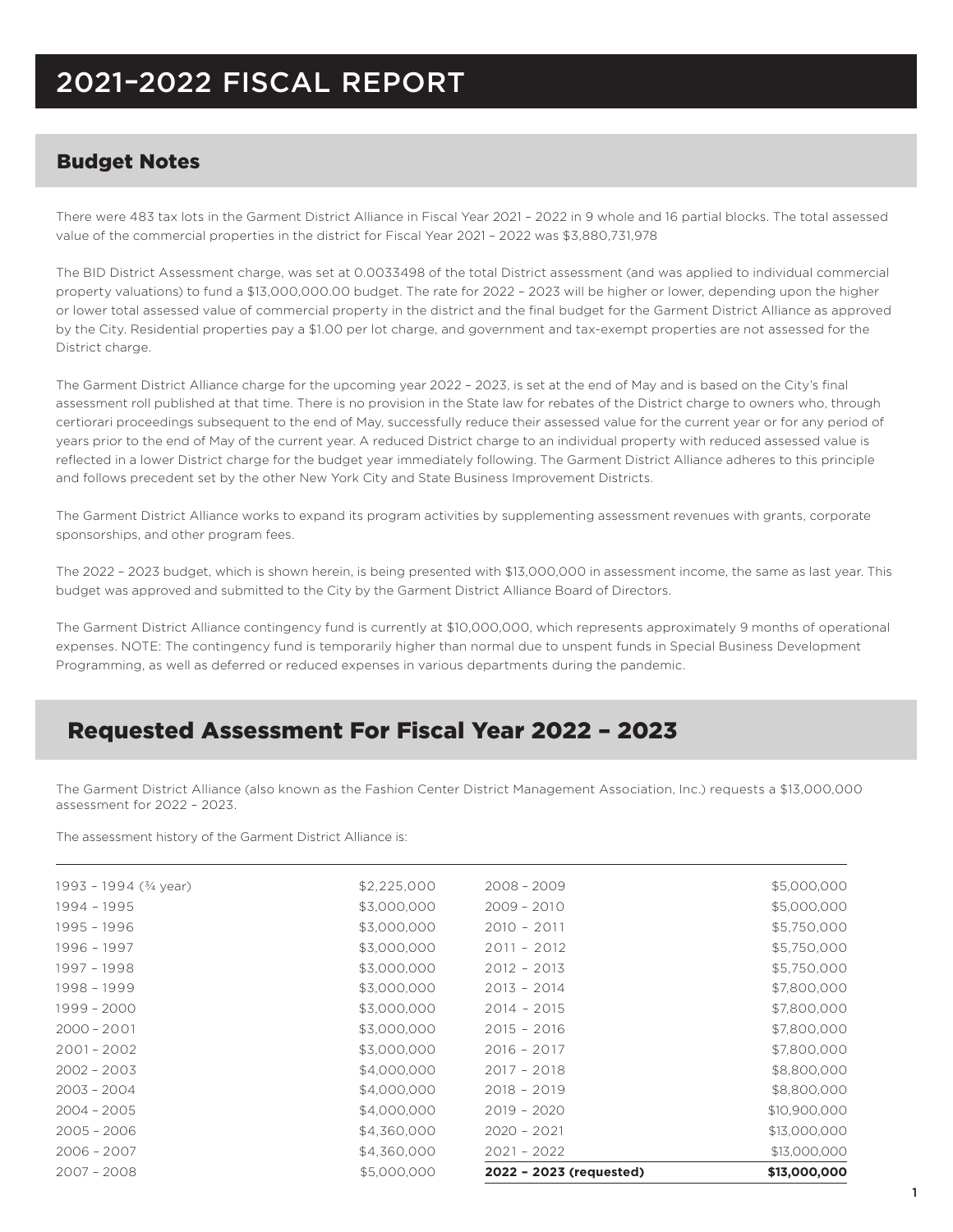# 2021–2022 FISCAL REPORT

## Budget Notes

There were 483 tax lots in the Garment District Alliance in Fiscal Year 2021 – 2022 in 9 whole and 16 partial blocks. The total assessed value of the commercial properties in the district for Fiscal Year 2021 – 2022 was $3,880,731,978

The BID District Assessment charge, was set at 0.0033498 of the total District assessment (and was applied to individual commercial property valuations) to fund a $13,000,000.00 budget. The rate for 2022 – 2023 will be higher or lower, depending upon the higher or lower total assessed value of commercial property in the district and the final budget for the Garment District Alliance as approved by the City. Residential properties pay a $1.00 per lot charge, and government and tax-exempt properties are not assessed for the District charge.

The Garment District Alliance charge for the upcoming year 2022 – 2023, is set at the end of May and is based on the City's final assessment roll published at that time. There is no provision in the State law for rebates of the District charge to owners who, through certiorari proceedings subsequent to the end of May, successfully reduce their assessed value for the current year or for any period of years prior to the end of May of the current year. A reduced District charge to an individual property with reduced assessed value is reflected in a lower District charge for the budget year immediately following. The Garment District Alliance adheres to this principle and follows precedent set by the other New York City and State Business Improvement Districts.

The Garment District Alliance works to expand its program activities by supplementing assessment revenues with grants, corporate sponsorships, and other program fees.

The 2022 – 2023 budget, which is shown herein, is being presented with $13,000,000 in assessment income, the same as last year. This budget was approved and submitted to the City by the Garment District Alliance Board of Directors.

The Garment District Alliance contingency fund is currently at $10,000,000, which represents approximately 9 months of operational expenses. NOTE: The contingency fund is temporarily higher than normal due to unspent funds in Special Business Development Programming, as well as deferred or reduced expenses in various departments during the pandemic.

## Requested Assessment For Fiscal Year 2022 – 2023

The Garment District Alliance (also known as the Fashion Center District Management Association, Inc.) requests a $13,000,000 assessment for 2022 – 2023.

The assessment history of the Garment District Alliance is:

| Year | Assessment | Year | Assessment |
|---|---|---|---|
| 1993 – 1994 (¾ year) | $2,225,000 | 2008 – 2009 | $5,000,000 |
| 1994 – 1995 | $3,000,000 | 2009 – 2010 | $5,000,000 |
| 1995 – 1996 | $3,000,000 | 2010 – 2011 | $5,750,000 |
| 1996 – 1997 | $3,000,000 | 2011 – 2012 | $5,750,000 |
| 1997 – 1998 | $3,000,000 | 2012 – 2013 | $5,750,000 |
| 1998 – 1999 | $3,000,000 | 2013 – 2014 | $7,800,000 |
| 1999 – 2000 | $3,000,000 | 2014 – 2015 | $7,800,000 |
| 2000 – 2001 | $3,000,000 | 2015 – 2016 | $7,800,000 |
| 2001 – 2002 | $3,000,000 | 2016 – 2017 | $7,800,000 |
| 2002 – 2003 | $4,000,000 | 2017 – 2018 | $8,800,000 |
| 2003 – 2004 | $4,000,000 | 2018 – 2019 | $8,800,000 |
| 2004 – 2005 | $4,000,000 | 2019 – 2020 | $10,900,000 |
| 2005 – 2006 | $4,360,000 | 2020 – 2021 | $13,000,000 |
| 2006 – 2007 | $4,360,000 | 2021 – 2022 | $13,000,000 |
| 2007 – 2008 | $5,000,000 | **2022 – 2023 (requested)** | **$13,000,000** |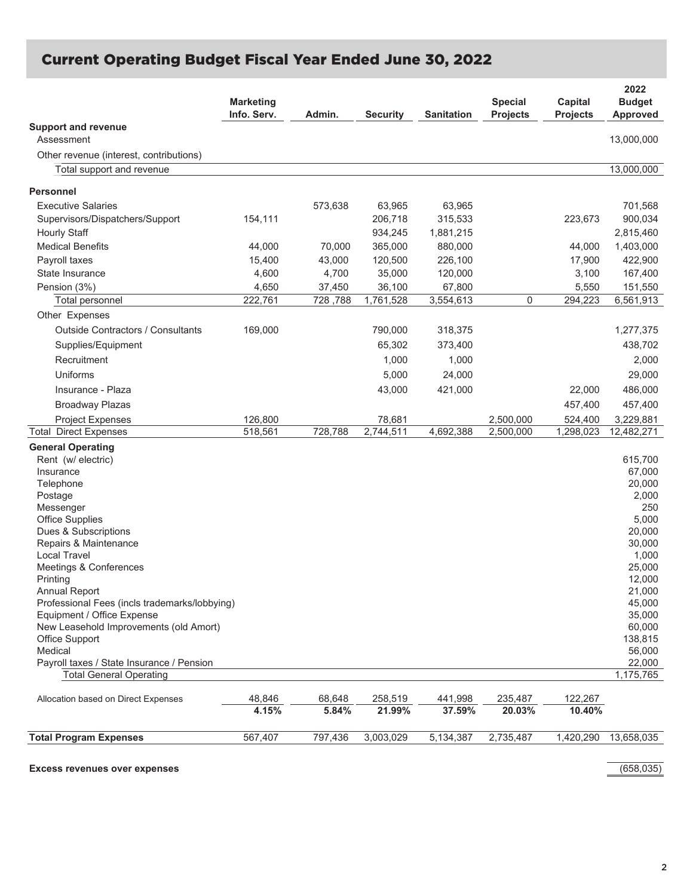# Current Operating Budget Fiscal Year Ended June 30, 2022

| | Marketing Info. Serv. | Admin. | Security | Sanitation | Special Projects | Capital Projects | 2022 Budget Approved |
|---|---|---|---|---|---|---|---|
| **Support and revenue** | | | | | | | |
| Assessment | | | | | | | 13,000,000 |
| Other revenue (interest, contributions) | | | | | | | |
| Total support and revenue | | | | | | | 13,000,000 |
| **Personnel** | | | | | | | |
| Executive Salaries | | 573,638 | 63,965 | 63,965 | | | 701,568 |
| Supervisors/Dispatchers/Support | 154,111 | | 206,718 | 315,533 | | 223,673 | 900,034 |
| Hourly Staff | | | 934,245 | 1,881,215 | | | 2,815,460 |
| Medical Benefits | 44,000 | 70,000 | 365,000 | 880,000 | | 44,000 | 1,403,000 |
| Payroll taxes | 15,400 | 43,000 | 120,500 | 226,100 | | 17,900 | 422,900 |
| State Insurance | 4,600 | 4,700 | 35,000 | 120,000 | | 3,100 | 167,400 |
| Pension (3%) | 4,650 | 37,450 | 36,100 | 67,800 | | 5,550 | 151,550 |
| Total personnel | 222,761 | 728 ,788 | 1,761,528 | 3,554,613 | 0 | 294,223 | 6,561,913 |
| Other Expenses | | | | | | | |
| Outside Contractors / Consultants | 169,000 | | 790,000 | 318,375 | | | 1,277,375 |
| Supplies/Equipment | | | 65,302 | 373,400 | | | 438,702 |
| Recruitment | | | 1,000 | 1,000 | | | 2,000 |
| Uniforms | | | 5,000 | 24,000 | | | 29,000 |
| Insurance - Plaza | | | 43,000 | 421,000 | | 22,000 | 486,000 |
| Broadway Plazas | | | | | | 457,400 | 457,400 |
| Project Expenses | 126,800 | | 78,681 | | 2,500,000 | 524,400 | 3,229,881 |
| Total Direct Expenses | 518,561 | 728,788 | 2,744,511 | 4,692,388 | 2,500,000 | 1,298,023 | 12,482,271 |
| **General Operating** | | | | | | | |
| Rent (w/ electric) | | | | | | | 615,700 |
| Insurance | | | | | | | 67,000 |
| Telephone | | | | | | | 20,000 |
| Postage | | | | | | | 2,000 |
| Messenger | | | | | | | 250 |
| Office Supplies | | | | | | | 5,000 |
| Dues & Subscriptions | | | | | | | 20,000 |
| Repairs & Maintenance | | | | | | | 30,000 |
| Local Travel | | | | | | | 1,000 |
| Meetings & Conferences | | | | | | | 25,000 |
| Printing | | | | | | | 12,000 |
| Annual Report | | | | | | | 21,000 |
| Professional Fees (incls trademarks/lobbying) | | | | | | | 45,000 |
| Equipment / Office Expense | | | | | | | 35,000 |
| New Leasehold Improvements (old Amort) | | | | | | | 60,000 |
| Office Support | | | | | | | 138,815 |
| Medical | | | | | | | 56,000 |
| Payroll taxes / State Insurance / Pension | | | | | | | 22,000 |
| Total General Operating | | | | | | | 1,175,765 |
| Allocation based on Direct Expenses | 48,846 | 68,648 | 258,519 | 441,998 | 235,487 | 122,267 | |
| | **4.15%** | **5.84%** | **21.99%** | **37.59%** | **20.03%** | **10.40%** | |
| **Total Program Expenses** | 567,407 | 797,436 | 3,003,029 | 5,134,387 | 2,735,487 | 1,420,290 | 13,658,035 |
| **Excess revenues over expenses** | | | | | | | (658,035) |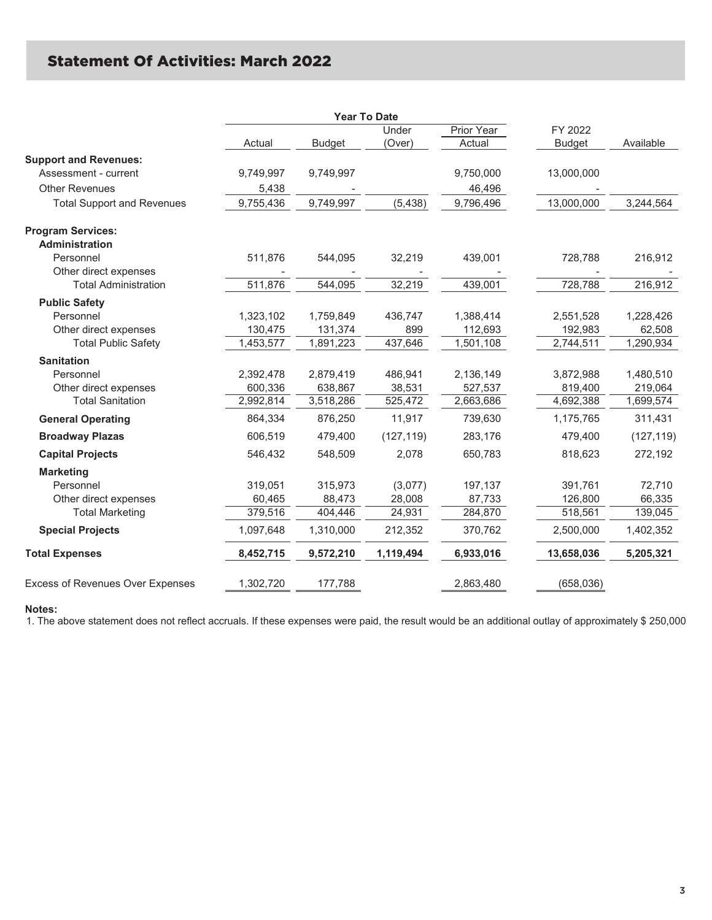# Statement Of Activities: March 2022

| | Year To Date | | | | | |
|---|---|---|---|---|---|---|
| | Actual | Budget | Under (Over) | Prior Year Actual | FY 2022 Budget | Available |
| **Support and Revenues:** | | | | | | |
| Assessment - current | 9,749,997 | 9,749,997 | | 9,750,000 | 13,000,000 | |
| Other Revenues | 5,438 | - | | 46,496 | - | |
| Total Support and Revenues | 9,755,436 | 9,749,997 | (5,438) | 9,796,496 | 13,000,000 | 3,244,564 |
| **Program Services:** | | | | | | |
| **Administration** | | | | | | |
| Personnel | 511,876 | 544,095 | 32,219 | 439,001 | 728,788 | 216,912 |
| Other direct expenses | - | - | - | - | - | - |
| Total Administration | 511,876 | 544,095 | 32,219 | 439,001 | 728,788 | 216,912 |
| **Public Safety** | | | | | | |
| Personnel | 1,323,102 | 1,759,849 | 436,747 | 1,388,414 | 2,551,528 | 1,228,426 |
| Other direct expenses | 130,475 | 131,374 | 899 | 112,693 | 192,983 | 62,508 |
| Total Public Safety | 1,453,577 | 1,891,223 | 437,646 | 1,501,108 | 2,744,511 | 1,290,934 |
| **Sanitation** | | | | | | |
| Personnel | 2,392,478 | 2,879,419 | 486,941 | 2,136,149 | 3,872,988 | 1,480,510 |
| Other direct expenses | 600,336 | 638,867 | 38,531 | 527,537 | 819,400 | 219,064 |
| Total Sanitation | 2,992,814 | 3,518,286 | 525,472 | 2,663,686 | 4,692,388 | 1,699,574 |
| **General Operating** | 864,334 | 876,250 | 11,917 | 739,630 | 1,175,765 | 311,431 |
| **Broadway Plazas** | 606,519 | 479,400 | (127,119) | 283,176 | 479,400 | (127,119) |
| **Capital Projects** | 546,432 | 548,509 | 2,078 | 650,783 | 818,623 | 272,192 |
| **Marketing** | | | | | | |
| Personnel | 319,051 | 315,973 | (3,077) | 197,137 | 391,761 | 72,710 |
| Other direct expenses | 60,465 | 88,473 | 28,008 | 87,733 | 126,800 | 66,335 |
| Total Marketing | 379,516 | 404,446 | 24,931 | 284,870 | 518,561 | 139,045 |
| **Special Projects** | 1,097,648 | 1,310,000 | 212,352 | 370,762 | 2,500,000 | 1,402,352 |
| **Total Expenses** | **8,452,715** | **9,572,210** | **1,119,494** | **6,933,016** | **13,658,036** | **5,205,321** |
| Excess of Revenues Over Expenses | 1,302,720 | 177,788 | | 2,863,480 | (658,036) | |

**Notes:**

1. The above statement does not reflect accruals. If these expenses were paid, the result would be an additional outlay of approximately $ 250,000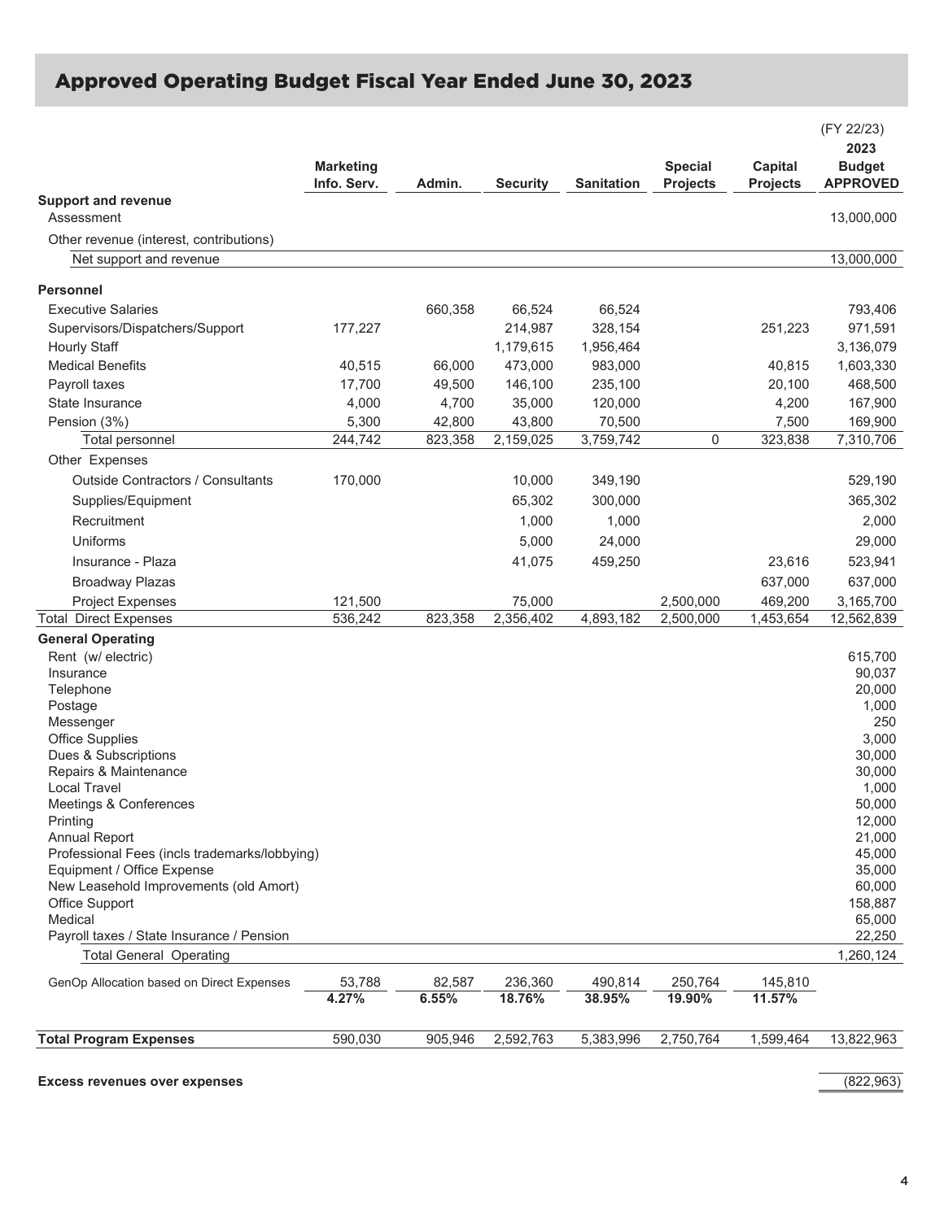# Approved Operating Budget Fiscal Year Ended June 30, 2023

| | Marketing Info. Serv. | Admin. | Security | Sanitation | Special Projects | Capital Projects | (FY 22/23) 2023 Budget APPROVED |
|---|---|---|---|---|---|---|---|
| **Support and revenue** | | | | | | | |
| Assessment | | | | | | | 13,000,000 |
| Other revenue (interest, contributions) | | | | | | | |
| Net support and revenue | | | | | | | 13,000,000 |
| **Personnel** | | | | | | | |
| Executive Salaries | | 660,358 | 66,524 | 66,524 | | | 793,406 |
| Supervisors/Dispatchers/Support | 177,227 | | 214,987 | 328,154 | | 251,223 | 971,591 |
| Hourly Staff | | | 1,179,615 | 1,956,464 | | | 3,136,079 |
| Medical Benefits | 40,515 | 66,000 | 473,000 | 983,000 | | 40,815 | 1,603,330 |
| Payroll taxes | 17,700 | 49,500 | 146,100 | 235,100 | | 20,100 | 468,500 |
| State Insurance | 4,000 | 4,700 | 35,000 | 120,000 | | 4,200 | 167,900 |
| Pension (3%) | 5,300 | 42,800 | 43,800 | 70,500 | | 7,500 | 169,900 |
| Total personnel | 244,742 | 823,358 | 2,159,025 | 3,759,742 | 0 | 323,838 | 7,310,706 |
| Other Expenses | | | | | | | |
| Outside Contractors / Consultants | 170,000 | | 10,000 | 349,190 | | | 529,190 |
| Supplies/Equipment | | | 65,302 | 300,000 | | | 365,302 |
| Recruitment | | | 1,000 | 1,000 | | | 2,000 |
| Uniforms | | | 5,000 | 24,000 | | | 29,000 |
| Insurance - Plaza | | | 41,075 | 459,250 | | 23,616 | 523,941 |
| Broadway Plazas | | | | | | 637,000 | 637,000 |
| Project Expenses | 121,500 | | 75,000 | | 2,500,000 | 469,200 | 3,165,700 |
| Total Direct Expenses | 536,242 | 823,358 | 2,356,402 | 4,893,182 | 2,500,000 | 1,453,654 | 12,562,839 |
| **General Operating** | | | | | | | |
| Rent (w/ electric) | | | | | | | 615,700 |
| Insurance | | | | | | | 90,037 |
| Telephone | | | | | | | 20,000 |
| Postage | | | | | | | 1,000 |
| Messenger | | | | | | | 250 |
| Office Supplies | | | | | | | 3,000 |
| Dues & Subscriptions | | | | | | | 30,000 |
| Repairs & Maintenance | | | | | | | 30,000 |
| Local Travel | | | | | | | 1,000 |
| Meetings & Conferences | | | | | | | 50,000 |
| Printing | | | | | | | 12,000 |
| Annual Report | | | | | | | 21,000 |
| Professional Fees (incls trademarks/lobbying) | | | | | | | 45,000 |
| Equipment / Office Expense | | | | | | | 35,000 |
| New Leasehold Improvements (old Amort) | | | | | | | 60,000 |
| Office Support | | | | | | | 158,887 |
| Medical | | | | | | | 65,000 |
| Payroll taxes / State Insurance / Pension | | | | | | | 22,250 |
| Total General Operating | | | | | | | 1,260,124 |
| GenOp Allocation based on Direct Expenses | 53,788 | 82,587 | 236,360 | 490,814 | 250,764 | 145,810 | |
| | **4.27%** | **6.55%** | **18.76%** | **38.95%** | **19.90%** | **11.57%** | |
| **Total Program Expenses** | 590,030 | 905,946 | 2,592,763 | 5,383,996 | 2,750,764 | 1,599,464 | 13,822,963 |
| **Excess revenues over expenses** | | | | | | | (822,963) |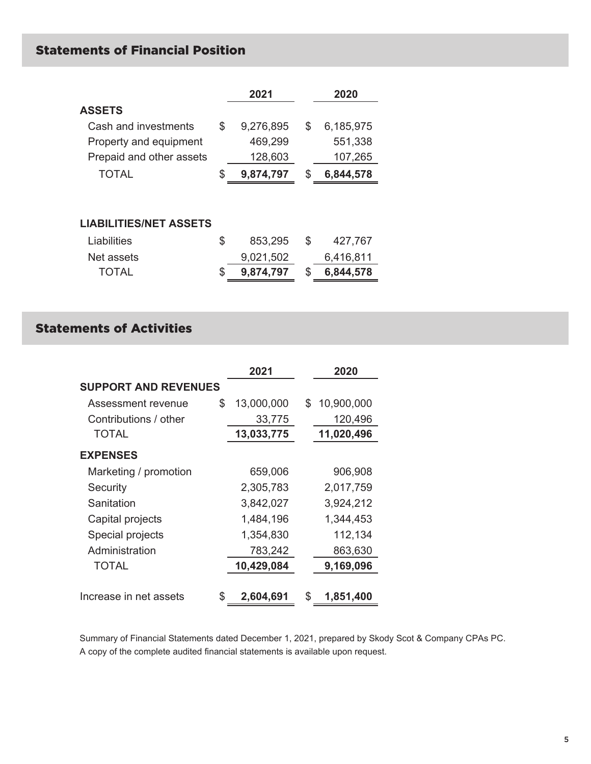## Statements of Financial Position

| | 2021 | 2020 |
|---|---|---|
| **ASSETS** | | |
| Cash and investments | $ 9,276,895 | $ 6,185,975 |
| Property and equipment | 469,299 | 551,338 |
| Prepaid and other assets | 128,603 | 107,265 |
| TOTAL | $ **9,874,797** | $ **6,844,578** |

| | 2021 | 2020 |
|---|---|---|
| **LIABILITIES/NET ASSETS** | | |
| Liabilities | $ 853,295 | $ 427,767 |
| Net assets | 9,021,502 | 6,416,811 |
| TOTAL | $ **9,874,797** | $ **6,844,578** |

## Statements of Activities

| | 2021 | 2020 |
|---|---|---|
| **SUPPORT AND REVENUES** | | |
| Assessment revenue | $ 13,000,000 | $ 10,900,000 |
| Contributions / other | 33,775 | 120,496 |
| TOTAL | **13,033,775** | **11,020,496** |
| **EXPENSES** | | |
| Marketing / promotion | 659,006 | 906,908 |
| Security | 2,305,783 | 2,017,759 |
| Sanitation | 3,842,027 | 3,924,212 |
| Capital projects | 1,484,196 | 1,344,453 |
| Special projects | 1,354,830 | 112,134 |
| Administration | 783,242 | 863,630 |
| TOTAL | **10,429,084** | **9,169,096** |
| Increase in net assets | $ **2,604,691** | $ **1,851,400** |

Summary of Financial Statements dated December 1, 2021, prepared by Skody Scot & Company CPAs PC.
A copy of the complete audited financial statements is available upon request.